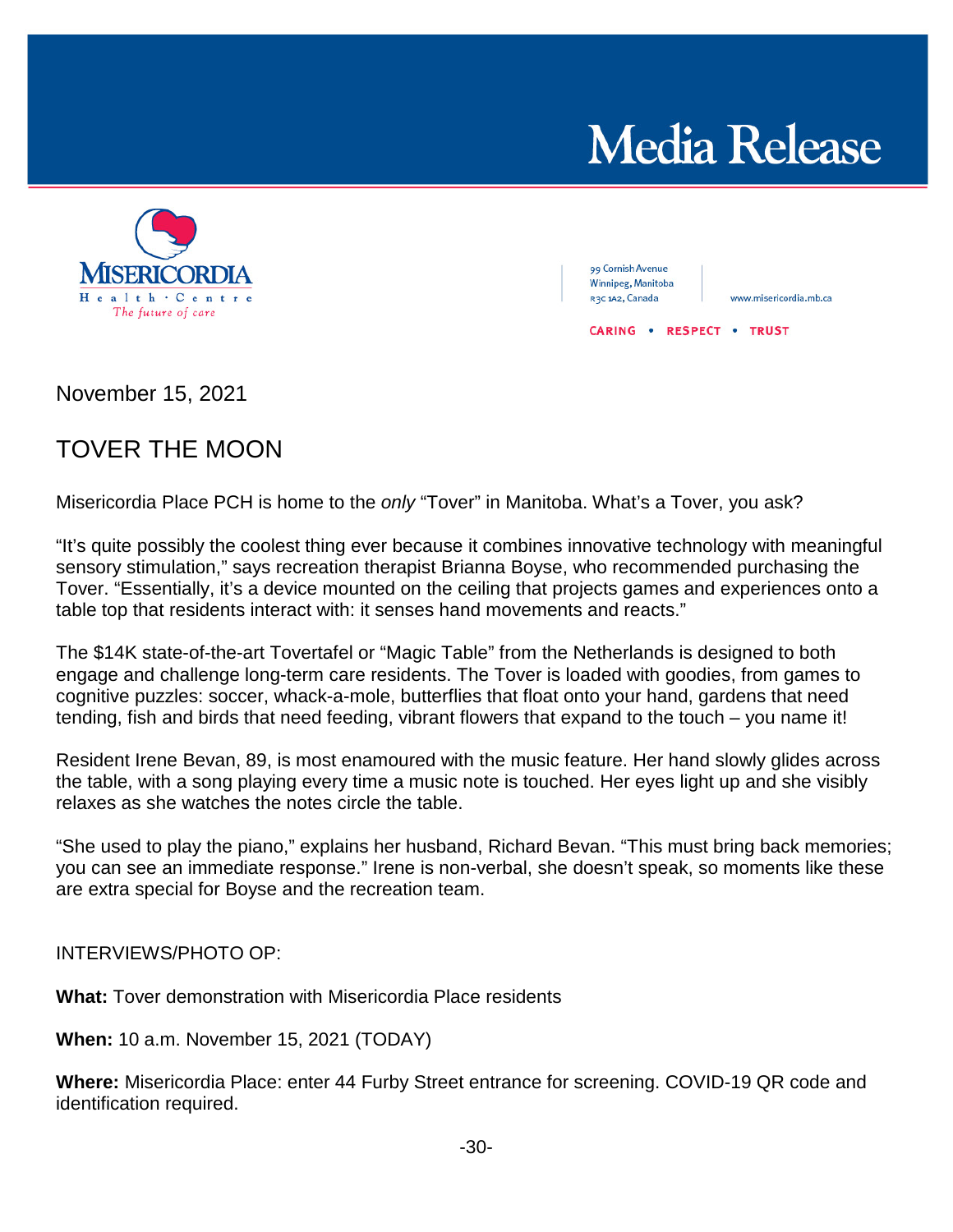# Media Release

**MISERICORDIA**
Health · Centre
*The future of care*

99 Cornish Avenue
Winnipeg, Manitoba
R3C 1A2, Canada

www.misericordia.mb.ca

CARING • RESPECT • TRUST

November 15, 2021

## TOVER THE MOON

Misericordia Place PCH is home to the *only* "Tover" in Manitoba. What's a Tover, you ask?

"It's quite possibly the coolest thing ever because it combines innovative technology with meaningful sensory stimulation," says recreation therapist Brianna Boyse, who recommended purchasing the Tover. "Essentially, it's a device mounted on the ceiling that projects games and experiences onto a table top that residents interact with: it senses hand movements and reacts."

The $14K state-of-the-art Tovertafel or "Magic Table" from the Netherlands is designed to both engage and challenge long-term care residents. The Tover is loaded with goodies, from games to cognitive puzzles: soccer, whack-a-mole, butterflies that float onto your hand, gardens that need tending, fish and birds that need feeding, vibrant flowers that expand to the touch – you name it!

Resident Irene Bevan, 89, is most enamoured with the music feature. Her hand slowly glides across the table, with a song playing every time a music note is touched. Her eyes light up and she visibly relaxes as she watches the notes circle the table.

"She used to play the piano," explains her husband, Richard Bevan. "This must bring back memories; you can see an immediate response." Irene is non-verbal, she doesn't speak, so moments like these are extra special for Boyse and the recreation team.

INTERVIEWS/PHOTO OP:

**What:** Tover demonstration with Misericordia Place residents

**When:** 10 a.m. November 15, 2021 (TODAY)

**Where:** Misericordia Place: enter 44 Furby Street entrance for screening. COVID-19 QR code and identification required.

-30-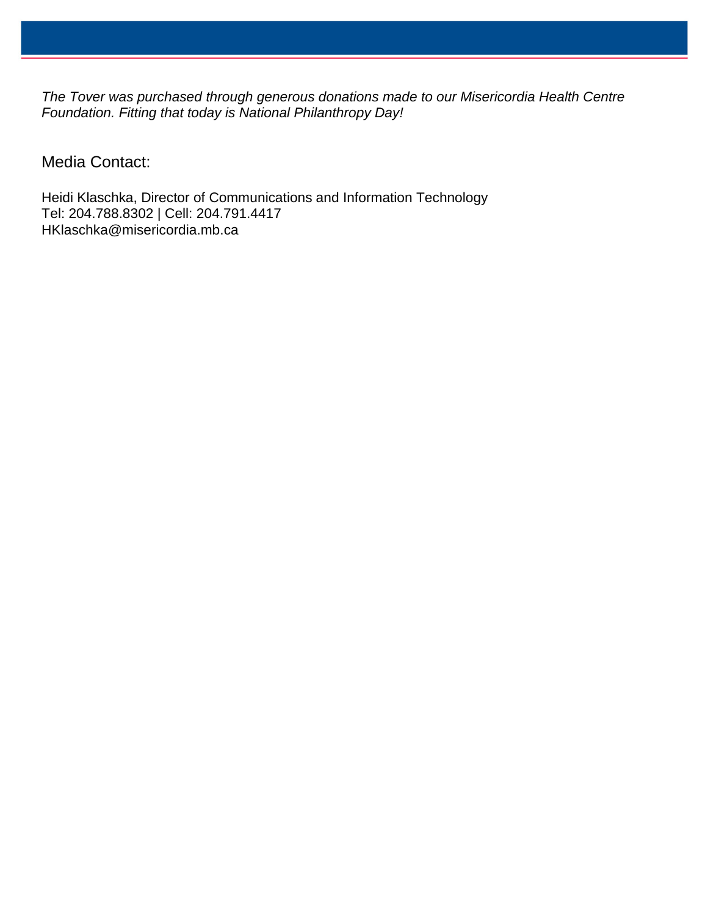*The Tover was purchased through generous donations made to our Misericordia Health Centre Foundation. Fitting that today is National Philanthropy Day!*

Media Contact:

Heidi Klaschka, Director of Communications and Information Technology
Tel: 204.788.8302 | Cell: 204.791.4417
HKlaschka@misericordia.mb.ca